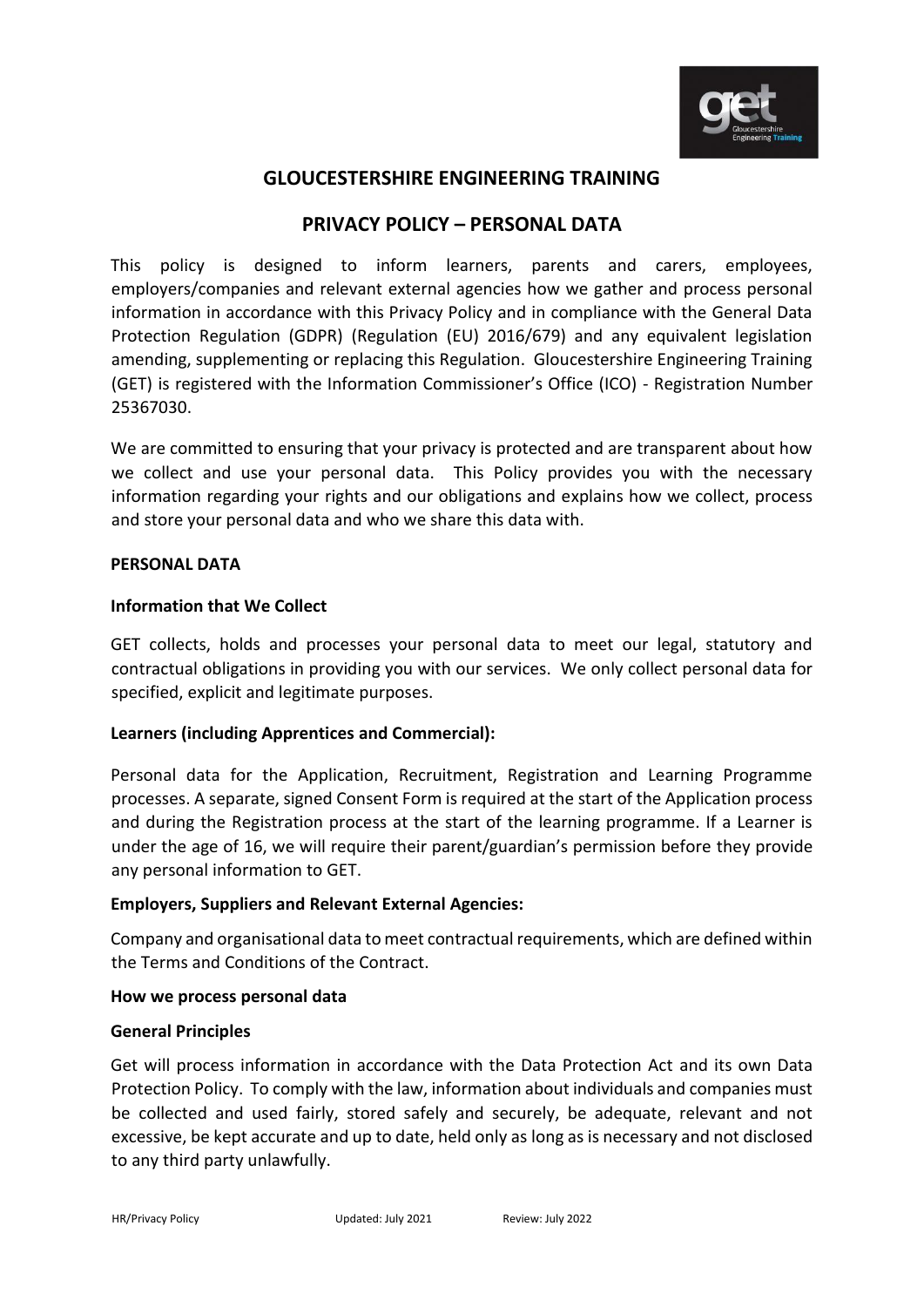# GLOUCESTERSHIRE ENGINEERING TRAINING

## PRIVACY POLICY – PERSONAL DATA

This policy is designed to inform learners, parents and carers, employees, employers/companies and relevant external agencies how we gather and process personal information in accordance with this Privacy Policy and in compliance with the General Data Protection Regulation (GDPR) (Regulation (EU) 2016/679) and any equivalent legislation amending, supplementing or replacing this Regulation. Gloucestershire Engineering Training (GET) is registered with the Information Commissioner's Office (ICO) - Registration Number 25367030.

We are committed to ensuring that your privacy is protected and are transparent about how we collect and use your personal data. This Policy provides you with the necessary information regarding your rights and our obligations and explains how we collect, process and store your personal data and who we share this data with.

### PERSONAL DATA

#### Information that We Collect

GET collects, holds and processes your personal data to meet our legal, statutory and contractual obligations in providing you with our services. We only collect personal data for specified, explicit and legitimate purposes.

#### Learners (including Apprentices and Commercial):

Personal data for the Application, Recruitment, Registration and Learning Programme processes. A separate, signed Consent Form is required at the start of the Application process and during the Registration process at the start of the learning programme. If a Learner is under the age of 16, we will require their parent/guardian's permission before they provide any personal information to GET.

#### Employers, Suppliers and Relevant External Agencies:

Company and organisational data to meet contractual requirements, which are defined within the Terms and Conditions of the Contract.

#### How we process personal data

#### General Principles

Get will process information in accordance with the Data Protection Act and its own Data Protection Policy. To comply with the law, information about individuals and companies must be collected and used fairly, stored safely and securely, be adequate, relevant and not excessive, be kept accurate and up to date, held only as long as is necessary and not disclosed to any third party unlawfully.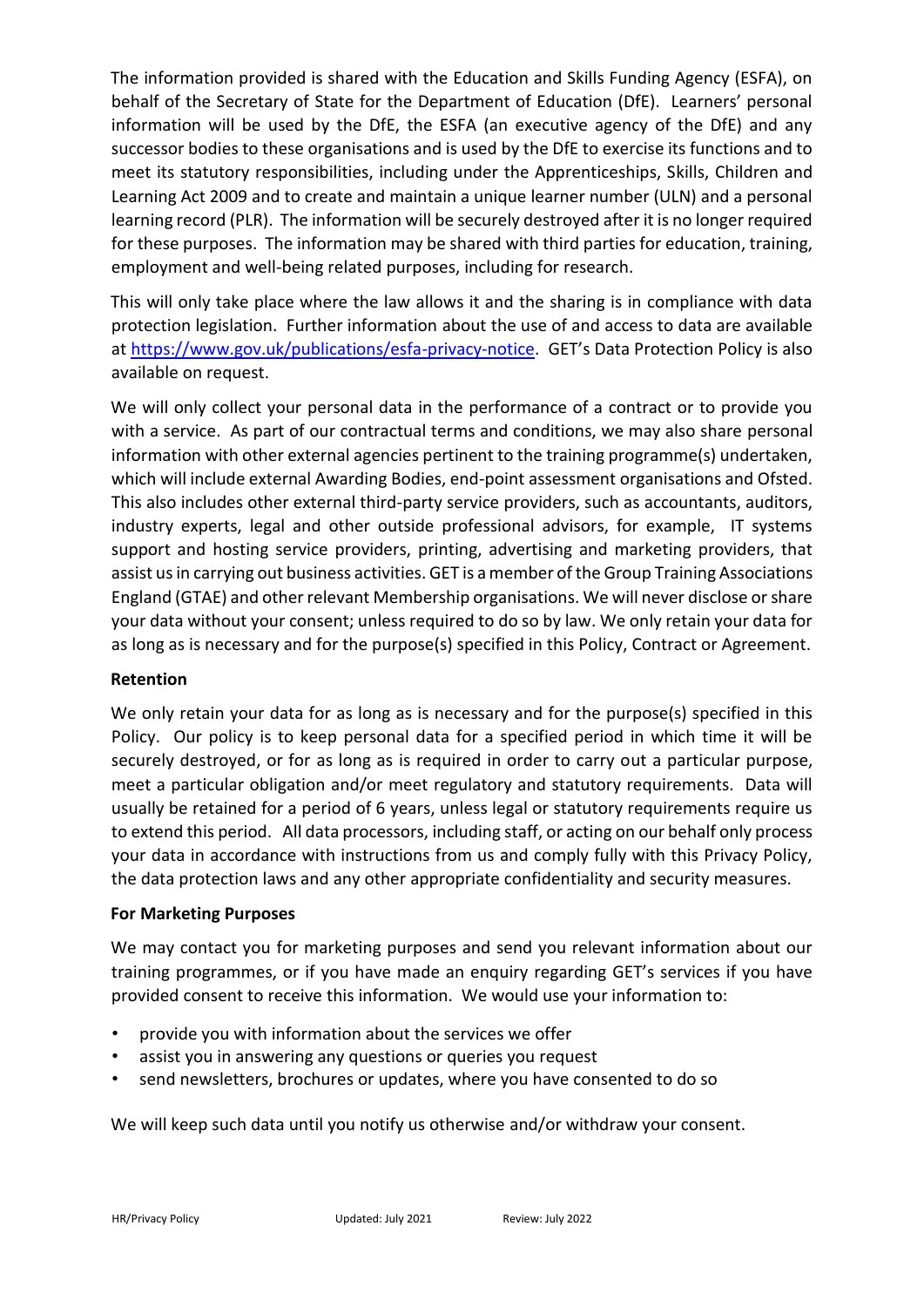The information provided is shared with the Education and Skills Funding Agency (ESFA), on behalf of the Secretary of State for the Department of Education (DfE). Learners' personal information will be used by the DfE, the ESFA (an executive agency of the DfE) and any successor bodies to these organisations and is used by the DfE to exercise its functions and to meet its statutory responsibilities, including under the Apprenticeships, Skills, Children and Learning Act 2009 and to create and maintain a unique learner number (ULN) and a personal learning record (PLR). The information will be securely destroyed after it is no longer required for these purposes. The information may be shared with third parties for education, training, employment and well-being related purposes, including for research.

This will only take place where the law allows it and the sharing is in compliance with data protection legislation. Further information about the use of and access to data are available at [https://www.gov.uk/publications/esfa-privacy-notice](https://www.gov.uk/publications/esfa-privacy-notice). GET's Data Protection Policy is also available on request.

We will only collect your personal data in the performance of a contract or to provide you with a service. As part of our contractual terms and conditions, we may also share personal information with other external agencies pertinent to the training programme(s) undertaken, which will include external Awarding Bodies, end-point assessment organisations and Ofsted. This also includes other external third-party service providers, such as accountants, auditors, industry experts, legal and other outside professional advisors, for example, IT systems support and hosting service providers, printing, advertising and marketing providers, that assist us in carrying out business activities. GET is a member of the Group Training Associations England (GTAE) and other relevant Membership organisations. We will never disclose or share your data without your consent; unless required to do so by law. We only retain your data for as long as is necessary and for the purpose(s) specified in this Policy, Contract or Agreement.

**Retention**

We only retain your data for as long as is necessary and for the purpose(s) specified in this Policy. Our policy is to keep personal data for a specified period in which time it will be securely destroyed, or for as long as is required in order to carry out a particular purpose, meet a particular obligation and/or meet regulatory and statutory requirements. Data will usually be retained for a period of 6 years, unless legal or statutory requirements require us to extend this period. All data processors, including staff, or acting on our behalf only process your data in accordance with instructions from us and comply fully with this Privacy Policy, the data protection laws and any other appropriate confidentiality and security measures.

**For Marketing Purposes**

We may contact you for marketing purposes and send you relevant information about our training programmes, or if you have made an enquiry regarding GET's services if you have provided consent to receive this information. We would use your information to:

- provide you with information about the services we offer
- assist you in answering any questions or queries you request
- send newsletters, brochures or updates, where you have consented to do so

We will keep such data until you notify us otherwise and/or withdraw your consent.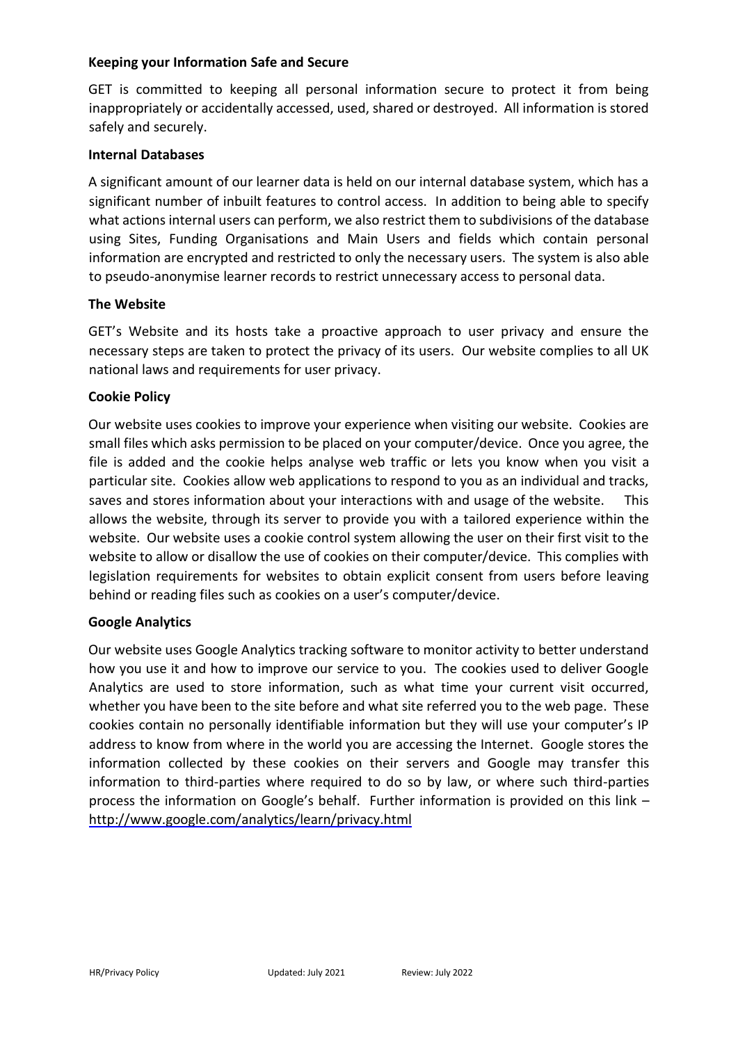**Keeping your Information Safe and Secure**

GET is committed to keeping all personal information secure to protect it from being inappropriately or accidentally accessed, used, shared or destroyed. All information is stored safely and securely.

**Internal Databases**

A significant amount of our learner data is held on our internal database system, which has a significant number of inbuilt features to control access. In addition to being able to specify what actions internal users can perform, we also restrict them to subdivisions of the database using Sites, Funding Organisations and Main Users and fields which contain personal information are encrypted and restricted to only the necessary users. The system is also able to pseudo-anonymise learner records to restrict unnecessary access to personal data.

**The Website**

GET's Website and its hosts take a proactive approach to user privacy and ensure the necessary steps are taken to protect the privacy of its users. Our website complies to all UK national laws and requirements for user privacy.

**Cookie Policy**

Our website uses cookies to improve your experience when visiting our website. Cookies are small files which asks permission to be placed on your computer/device. Once you agree, the file is added and the cookie helps analyse web traffic or lets you know when you visit a particular site. Cookies allow web applications to respond to you as an individual and tracks, saves and stores information about your interactions with and usage of the website. This allows the website, through its server to provide you with a tailored experience within the website. Our website uses a cookie control system allowing the user on their first visit to the website to allow or disallow the use of cookies on their computer/device. This complies with legislation requirements for websites to obtain explicit consent from users before leaving behind or reading files such as cookies on a user's computer/device.

**Google Analytics**

Our website uses Google Analytics tracking software to monitor activity to better understand how you use it and how to improve our service to you. The cookies used to deliver Google Analytics are used to store information, such as what time your current visit occurred, whether you have been to the site before and what site referred you to the web page. These cookies contain no personally identifiable information but they will use your computer's IP address to know from where in the world you are accessing the Internet. Google stores the information collected by these cookies on their servers and Google may transfer this information to third-parties where required to do so by law, or where such third-parties process the information on Google's behalf. Further information is provided on this link – http://www.google.com/analytics/learn/privacy.html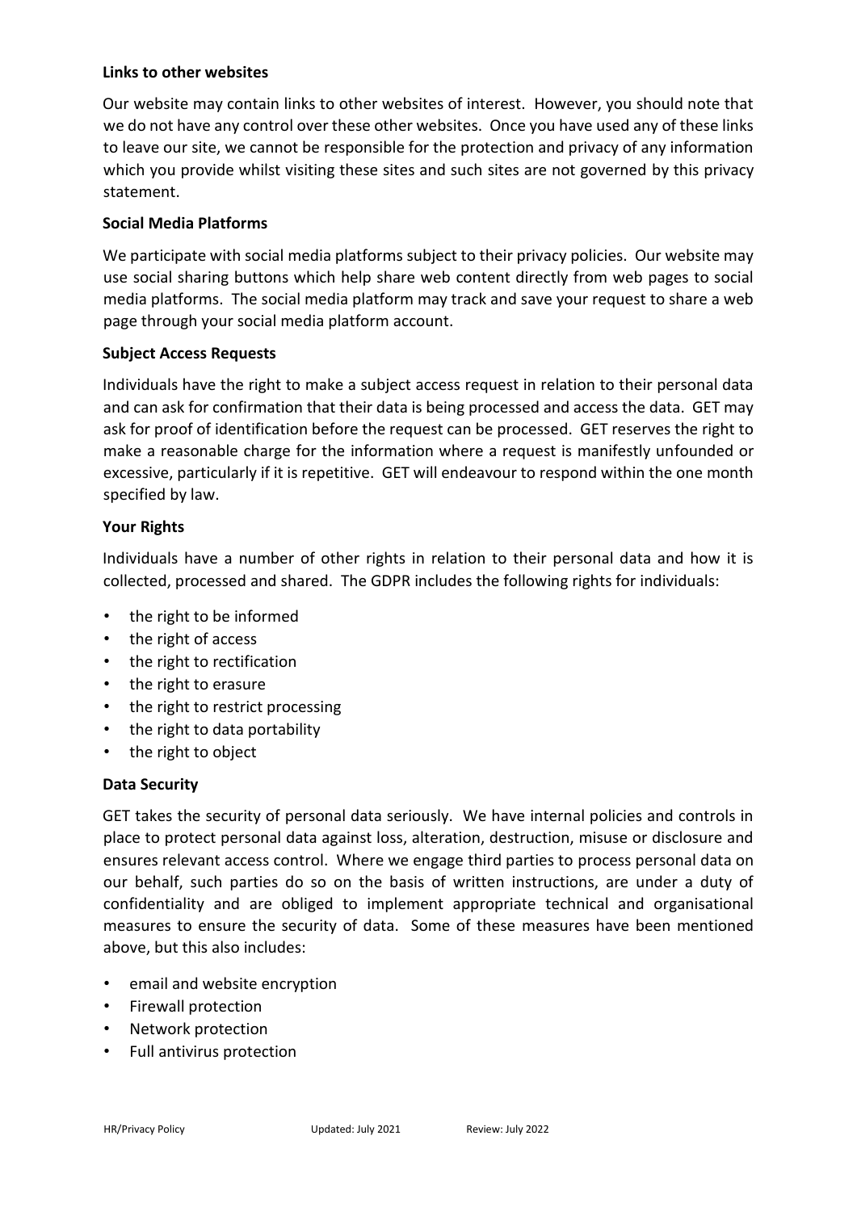**Links to other websites**

Our website may contain links to other websites of interest. However, you should note that we do not have any control over these other websites. Once you have used any of these links to leave our site, we cannot be responsible for the protection and privacy of any information which you provide whilst visiting these sites and such sites are not governed by this privacy statement.

**Social Media Platforms**

We participate with social media platforms subject to their privacy policies. Our website may use social sharing buttons which help share web content directly from web pages to social media platforms. The social media platform may track and save your request to share a web page through your social media platform account.

**Subject Access Requests**

Individuals have the right to make a subject access request in relation to their personal data and can ask for confirmation that their data is being processed and access the data. GET may ask for proof of identification before the request can be processed. GET reserves the right to make a reasonable charge for the information where a request is manifestly unfounded or excessive, particularly if it is repetitive. GET will endeavour to respond within the one month specified by law.

**Your Rights**

Individuals have a number of other rights in relation to their personal data and how it is collected, processed and shared. The GDPR includes the following rights for individuals:

- the right to be informed
- the right of access
- the right to rectification
- the right to erasure
- the right to restrict processing
- the right to data portability
- the right to object

**Data Security**

GET takes the security of personal data seriously. We have internal policies and controls in place to protect personal data against loss, alteration, destruction, misuse or disclosure and ensures relevant access control. Where we engage third parties to process personal data on our behalf, such parties do so on the basis of written instructions, are under a duty of confidentiality and are obliged to implement appropriate technical and organisational measures to ensure the security of data. Some of these measures have been mentioned above, but this also includes:

- email and website encryption
- Firewall protection
- Network protection
- Full antivirus protection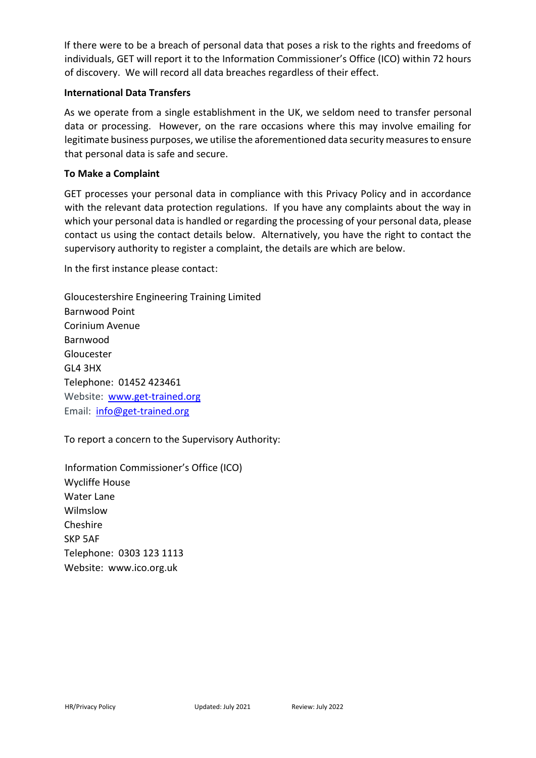If there were to be a breach of personal data that poses a risk to the rights and freedoms of individuals, GET will report it to the Information Commissioner's Office (ICO) within 72 hours of discovery. We will record all data breaches regardless of their effect.

**International Data Transfers**

As we operate from a single establishment in the UK, we seldom need to transfer personal data or processing. However, on the rare occasions where this may involve emailing for legitimate business purposes, we utilise the aforementioned data security measures to ensure that personal data is safe and secure.

**To Make a Complaint**

GET processes your personal data in compliance with this Privacy Policy and in accordance with the relevant data protection regulations. If you have any complaints about the way in which your personal data is handled or regarding the processing of your personal data, please contact us using the contact details below. Alternatively, you have the right to contact the supervisory authority to register a complaint, the details are which are below.

In the first instance please contact:

Gloucestershire Engineering Training Limited
Barnwood Point
Corinium Avenue
Barnwood
Gloucester
GL4 3HX
Telephone: 01452 423461
Website: www.get-trained.org
Email: info@get-trained.org

To report a concern to the Supervisory Authority:

Information Commissioner's Office (ICO)
Wycliffe House
Water Lane
Wilmslow
Cheshire
SKP 5AF
Telephone: 0303 123 1113
Website: www.ico.org.uk